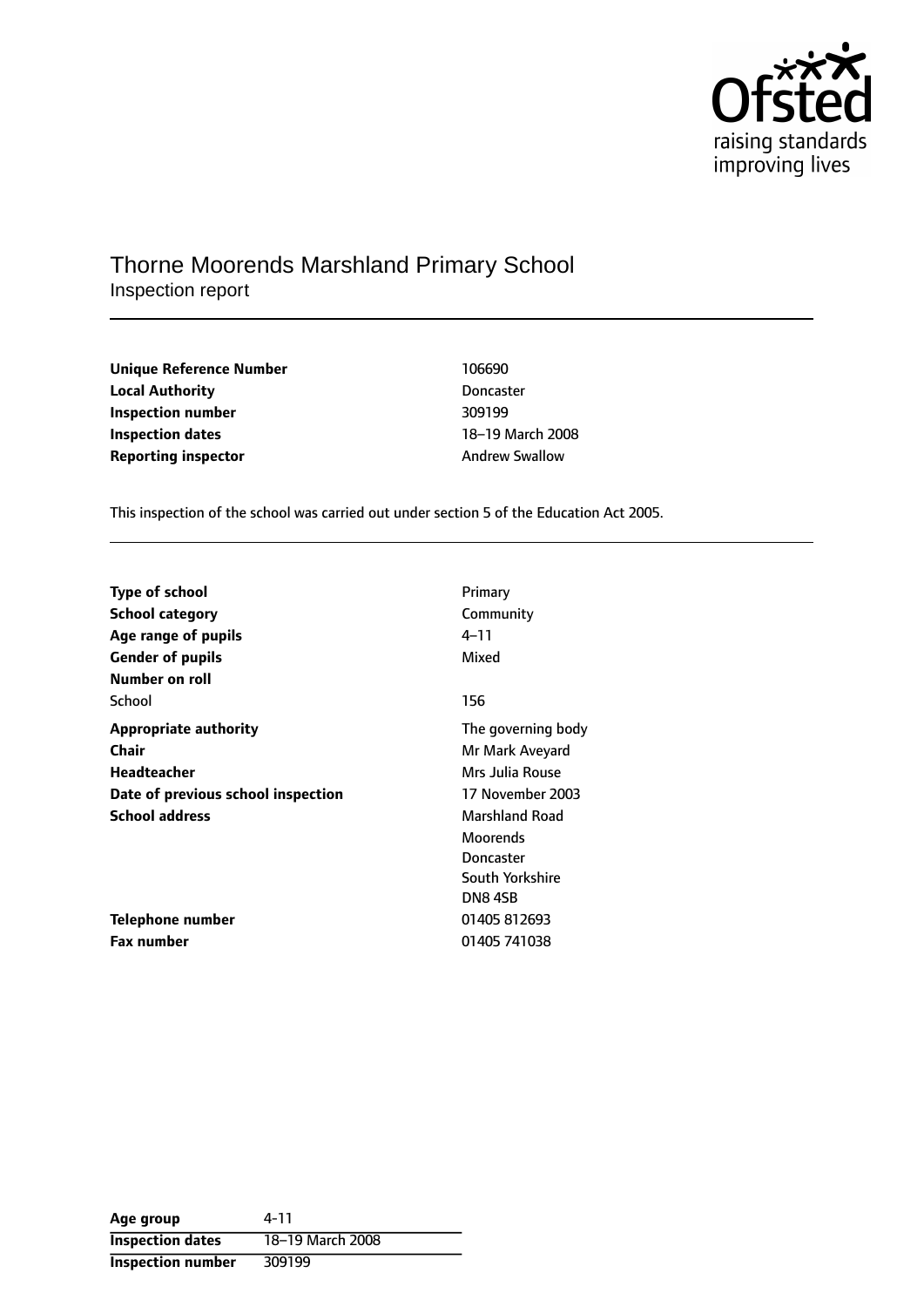# Thorne Moorends Marshland Primary School

Inspection report

| | |
|---|---|
| **Unique Reference Number** | 106690 |
| **Local Authority** | Doncaster |
| **Inspection number** | 309199 |
| **Inspection dates** | 18–19 March 2008 |
| **Reporting inspector** | Andrew Swallow |

This inspection of the school was carried out under section 5 of the Education Act 2005.

| | |
|---|---|
| **Type of school** | Primary |
| **School category** | Community |
| **Age range of pupils** | 4–11 |
| **Gender of pupils** | Mixed |
| **Number on roll** | |
| School | 156 |
| **Appropriate authority** | The governing body |
| **Chair** | Mr Mark Aveyard |
| **Headteacher** | Mrs Julia Rouse |
| **Date of previous school inspection** | 17 November 2003 |
| **School address** | Marshland Road<br>Moorends<br>Doncaster<br>South Yorkshire<br>DN8 4SB |
| **Telephone number** | 01405 812693 |
| **Fax number** | 01405 741038 |

| | |
|---|---|
| **Age group** | 4-11 |
| **Inspection dates** | 18–19 March 2008 |
| **Inspection number** | 309199 |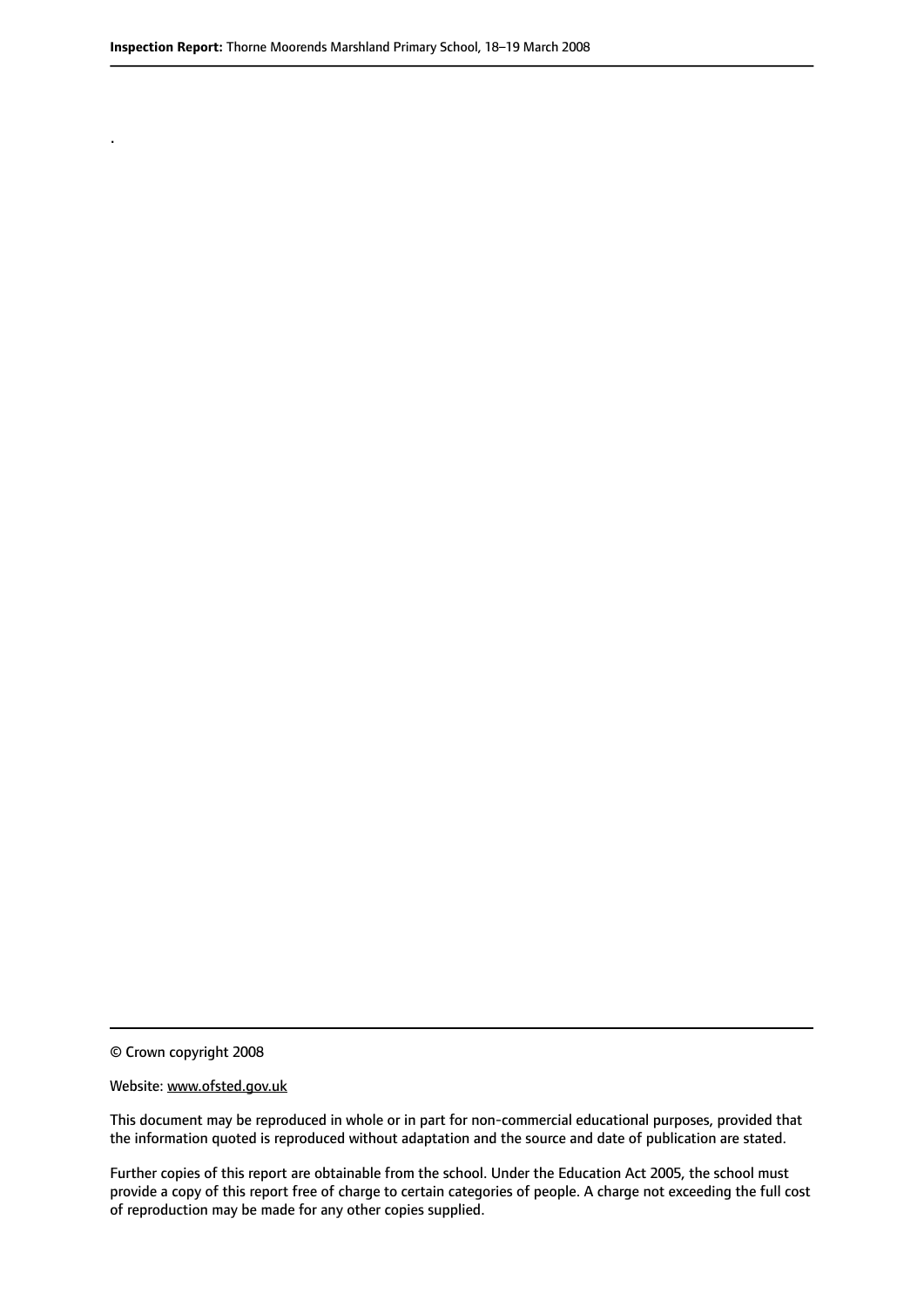.

© Crown copyright 2008

Website: www.ofsted.gov.uk

This document may be reproduced in whole or in part for non-commercial educational purposes, provided that the information quoted is reproduced without adaptation and the source and date of publication are stated.

Further copies of this report are obtainable from the school. Under the Education Act 2005, the school must provide a copy of this report free of charge to certain categories of people. A charge not exceeding the full cost of reproduction may be made for any other copies supplied.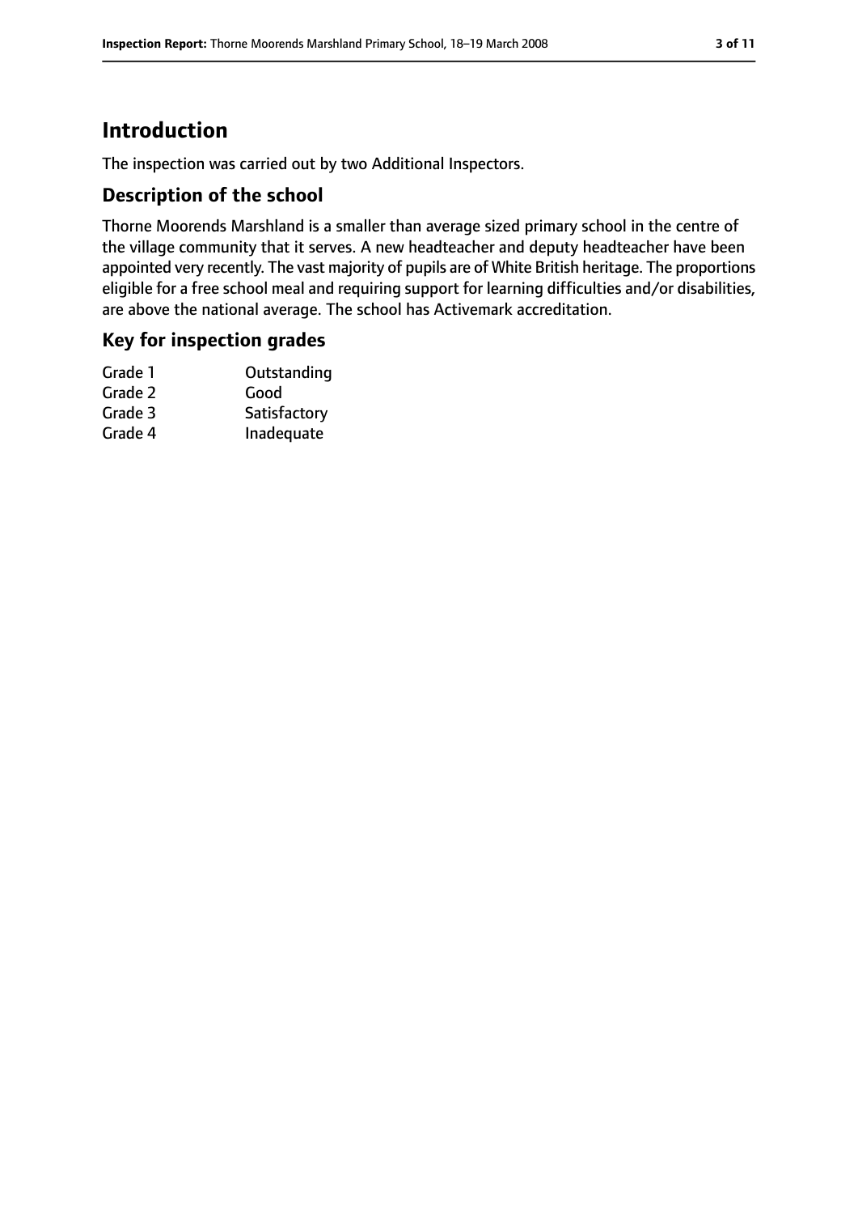# Introduction

The inspection was carried out by two Additional Inspectors.

## Description of the school

Thorne Moorends Marshland is a smaller than average sized primary school in the centre of the village community that it serves. A new headteacher and deputy headteacher have been appointed very recently. The vast majority of pupils are of White British heritage. The proportions eligible for a free school meal and requiring support for learning difficulties and/or disabilities, are above the national average. The school has Activemark accreditation.

## Key for inspection grades

| | |
|---|---|
| Grade 1 | Outstanding |
| Grade 2 | Good |
| Grade 3 | Satisfactory |
| Grade 4 | Inadequate |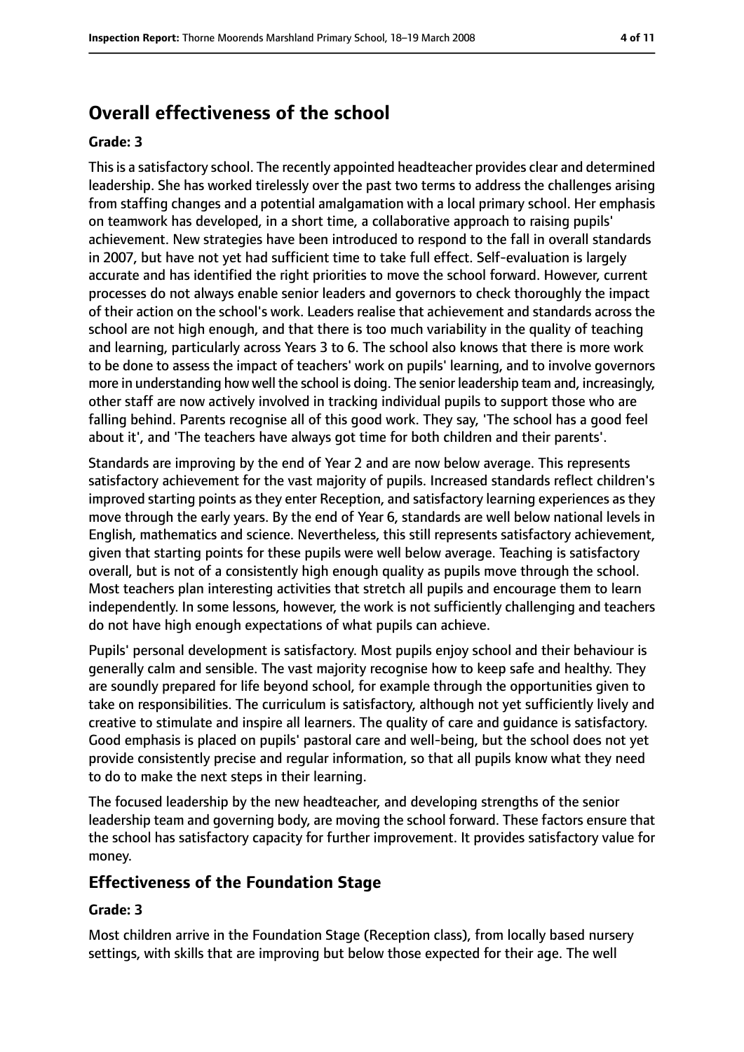## Overall effectiveness of the school

### Grade: 3

This is a satisfactory school. The recently appointed headteacher provides clear and determined leadership. She has worked tirelessly over the past two terms to address the challenges arising from staffing changes and a potential amalgamation with a local primary school. Her emphasis on teamwork has developed, in a short time, a collaborative approach to raising pupils' achievement. New strategies have been introduced to respond to the fall in overall standards in 2007, but have not yet had sufficient time to take full effect. Self-evaluation is largely accurate and has identified the right priorities to move the school forward. However, current processes do not always enable senior leaders and governors to check thoroughly the impact of their action on the school's work. Leaders realise that achievement and standards across the school are not high enough, and that there is too much variability in the quality of teaching and learning, particularly across Years 3 to 6. The school also knows that there is more work to be done to assess the impact of teachers' work on pupils' learning, and to involve governors more in understanding how well the school is doing. The senior leadership team and, increasingly, other staff are now actively involved in tracking individual pupils to support those who are falling behind. Parents recognise all of this good work. They say, 'The school has a good feel about it', and 'The teachers have always got time for both children and their parents'.

Standards are improving by the end of Year 2 and are now below average. This represents satisfactory achievement for the vast majority of pupils. Increased standards reflect children's improved starting points as they enter Reception, and satisfactory learning experiences as they move through the early years. By the end of Year 6, standards are well below national levels in English, mathematics and science. Nevertheless, this still represents satisfactory achievement, given that starting points for these pupils were well below average. Teaching is satisfactory overall, but is not of a consistently high enough quality as pupils move through the school. Most teachers plan interesting activities that stretch all pupils and encourage them to learn independently. In some lessons, however, the work is not sufficiently challenging and teachers do not have high enough expectations of what pupils can achieve.

Pupils' personal development is satisfactory. Most pupils enjoy school and their behaviour is generally calm and sensible. The vast majority recognise how to keep safe and healthy. They are soundly prepared for life beyond school, for example through the opportunities given to take on responsibilities. The curriculum is satisfactory, although not yet sufficiently lively and creative to stimulate and inspire all learners. The quality of care and guidance is satisfactory. Good emphasis is placed on pupils' pastoral care and well-being, but the school does not yet provide consistently precise and regular information, so that all pupils know what they need to do to make the next steps in their learning.

The focused leadership by the new headteacher, and developing strengths of the senior leadership team and governing body, are moving the school forward. These factors ensure that the school has satisfactory capacity for further improvement. It provides satisfactory value for money.

## Effectiveness of the Foundation Stage

### Grade: 3

Most children arrive in the Foundation Stage (Reception class), from locally based nursery settings, with skills that are improving but below those expected for their age. The well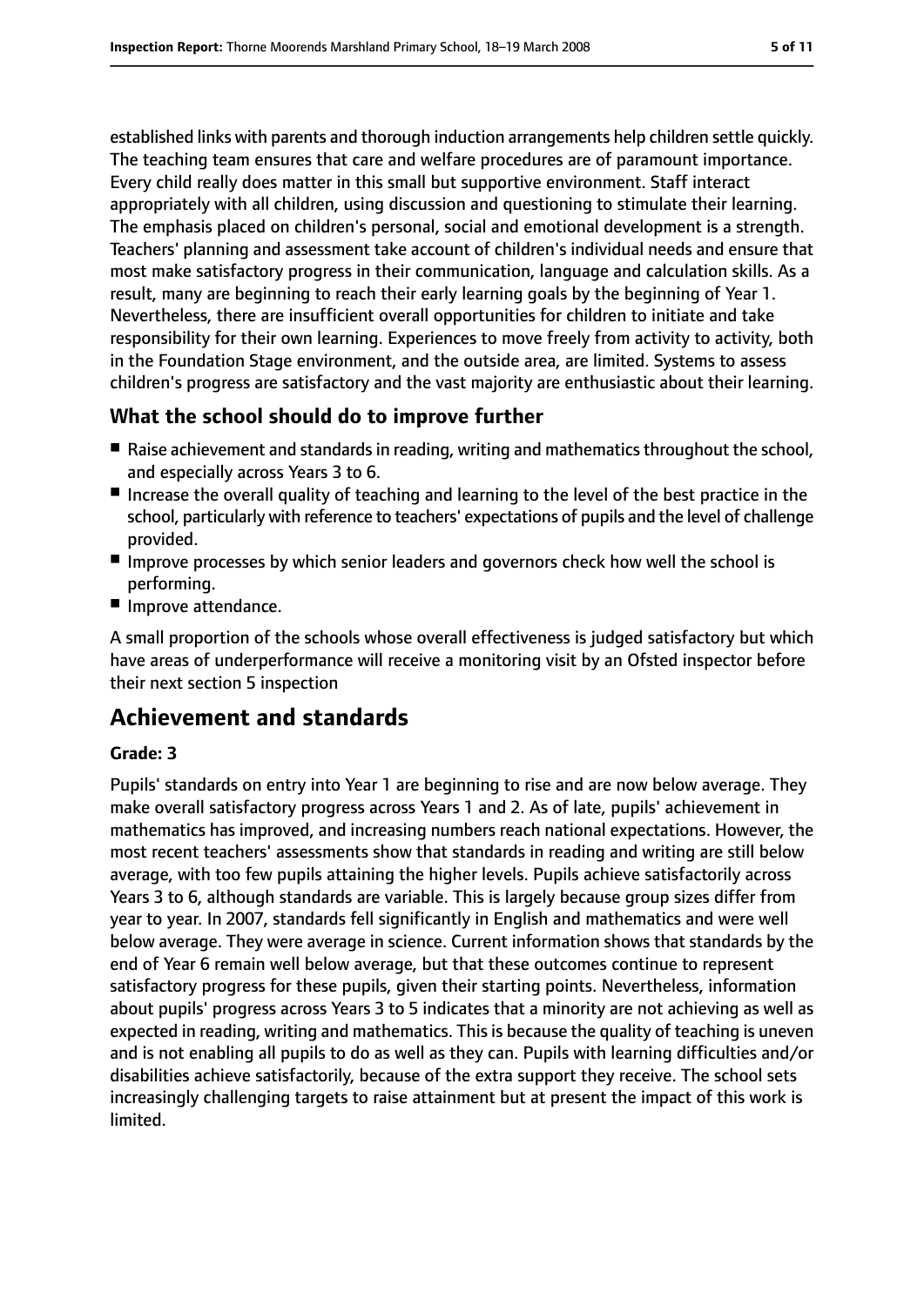established links with parents and thorough induction arrangements help children settle quickly. The teaching team ensures that care and welfare procedures are of paramount importance. Every child really does matter in this small but supportive environment. Staff interact appropriately with all children, using discussion and questioning to stimulate their learning. The emphasis placed on children's personal, social and emotional development is a strength. Teachers' planning and assessment take account of children's individual needs and ensure that most make satisfactory progress in their communication, language and calculation skills. As a result, many are beginning to reach their early learning goals by the beginning of Year 1. Nevertheless, there are insufficient overall opportunities for children to initiate and take responsibility for their own learning. Experiences to move freely from activity to activity, both in the Foundation Stage environment, and the outside area, are limited. Systems to assess children's progress are satisfactory and the vast majority are enthusiastic about their learning.

## What the school should do to improve further

- Raise achievement and standards in reading, writing and mathematics throughout the school, and especially across Years 3 to 6.
- Increase the overall quality of teaching and learning to the level of the best practice in the school, particularly with reference to teachers' expectations of pupils and the level of challenge provided.
- Improve processes by which senior leaders and governors check how well the school is performing.
- Improve attendance.

A small proportion of the schools whose overall effectiveness is judged satisfactory but which have areas of underperformance will receive a monitoring visit by an Ofsted inspector before their next section 5 inspection

# Achievement and standards

### Grade: 3

Pupils' standards on entry into Year 1 are beginning to rise and are now below average. They make overall satisfactory progress across Years 1 and 2. As of late, pupils' achievement in mathematics has improved, and increasing numbers reach national expectations. However, the most recent teachers' assessments show that standards in reading and writing are still below average, with too few pupils attaining the higher levels. Pupils achieve satisfactorily across Years 3 to 6, although standards are variable. This is largely because group sizes differ from year to year. In 2007, standards fell significantly in English and mathematics and were well below average. They were average in science. Current information shows that standards by the end of Year 6 remain well below average, but that these outcomes continue to represent satisfactory progress for these pupils, given their starting points. Nevertheless, information about pupils' progress across Years 3 to 5 indicates that a minority are not achieving as well as expected in reading, writing and mathematics. This is because the quality of teaching is uneven and is not enabling all pupils to do as well as they can. Pupils with learning difficulties and/or disabilities achieve satisfactorily, because of the extra support they receive. The school sets increasingly challenging targets to raise attainment but at present the impact of this work is limited.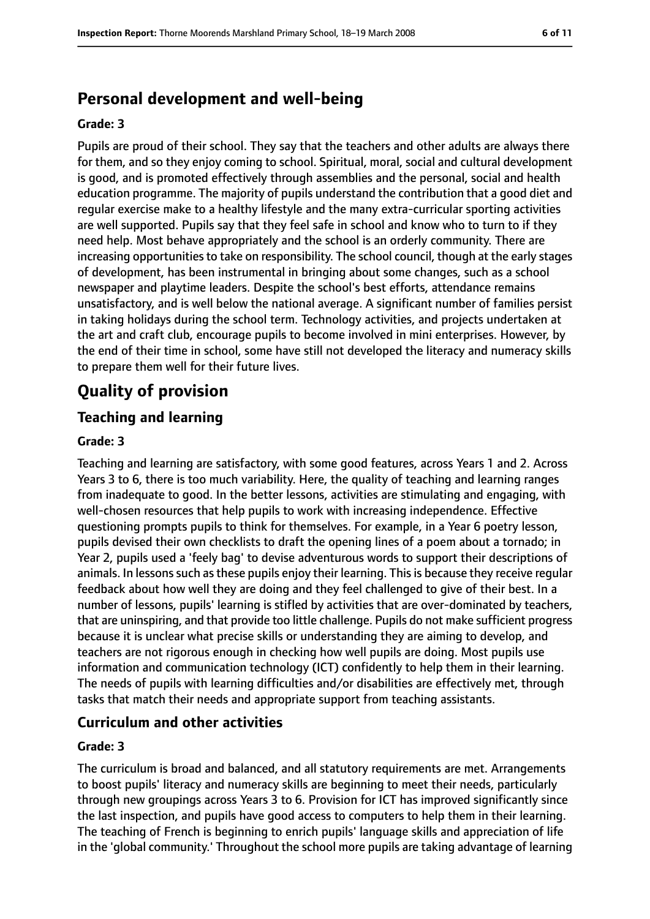## Personal development and well-being

**Grade: 3**

Pupils are proud of their school. They say that the teachers and other adults are always there for them, and so they enjoy coming to school. Spiritual, moral, social and cultural development is good, and is promoted effectively through assemblies and the personal, social and health education programme. The majority of pupils understand the contribution that a good diet and regular exercise make to a healthy lifestyle and the many extra-curricular sporting activities are well supported. Pupils say that they feel safe in school and know who to turn to if they need help. Most behave appropriately and the school is an orderly community. There are increasing opportunities to take on responsibility. The school council, though at the early stages of development, has been instrumental in bringing about some changes, such as a school newspaper and playtime leaders. Despite the school's best efforts, attendance remains unsatisfactory, and is well below the national average. A significant number of families persist in taking holidays during the school term. Technology activities, and projects undertaken at the art and craft club, encourage pupils to become involved in mini enterprises. However, by the end of their time in school, some have still not developed the literacy and numeracy skills to prepare them well for their future lives.

# Quality of provision

## Teaching and learning

**Grade: 3**

Teaching and learning are satisfactory, with some good features, across Years 1 and 2. Across Years 3 to 6, there is too much variability. Here, the quality of teaching and learning ranges from inadequate to good. In the better lessons, activities are stimulating and engaging, with well-chosen resources that help pupils to work with increasing independence. Effective questioning prompts pupils to think for themselves. For example, in a Year 6 poetry lesson, pupils devised their own checklists to draft the opening lines of a poem about a tornado; in Year 2, pupils used a 'feely bag' to devise adventurous words to support their descriptions of animals. In lessons such as these pupils enjoy their learning. This is because they receive regular feedback about how well they are doing and they feel challenged to give of their best. In a number of lessons, pupils' learning is stifled by activities that are over-dominated by teachers, that are uninspiring, and that provide too little challenge. Pupils do not make sufficient progress because it is unclear what precise skills or understanding they are aiming to develop, and teachers are not rigorous enough in checking how well pupils are doing. Most pupils use information and communication technology (ICT) confidently to help them in their learning. The needs of pupils with learning difficulties and/or disabilities are effectively met, through tasks that match their needs and appropriate support from teaching assistants.

## Curriculum and other activities

**Grade: 3**

The curriculum is broad and balanced, and all statutory requirements are met. Arrangements to boost pupils' literacy and numeracy skills are beginning to meet their needs, particularly through new groupings across Years 3 to 6. Provision for ICT has improved significantly since the last inspection, and pupils have good access to computers to help them in their learning. The teaching of French is beginning to enrich pupils' language skills and appreciation of life in the 'global community.' Throughout the school more pupils are taking advantage of learning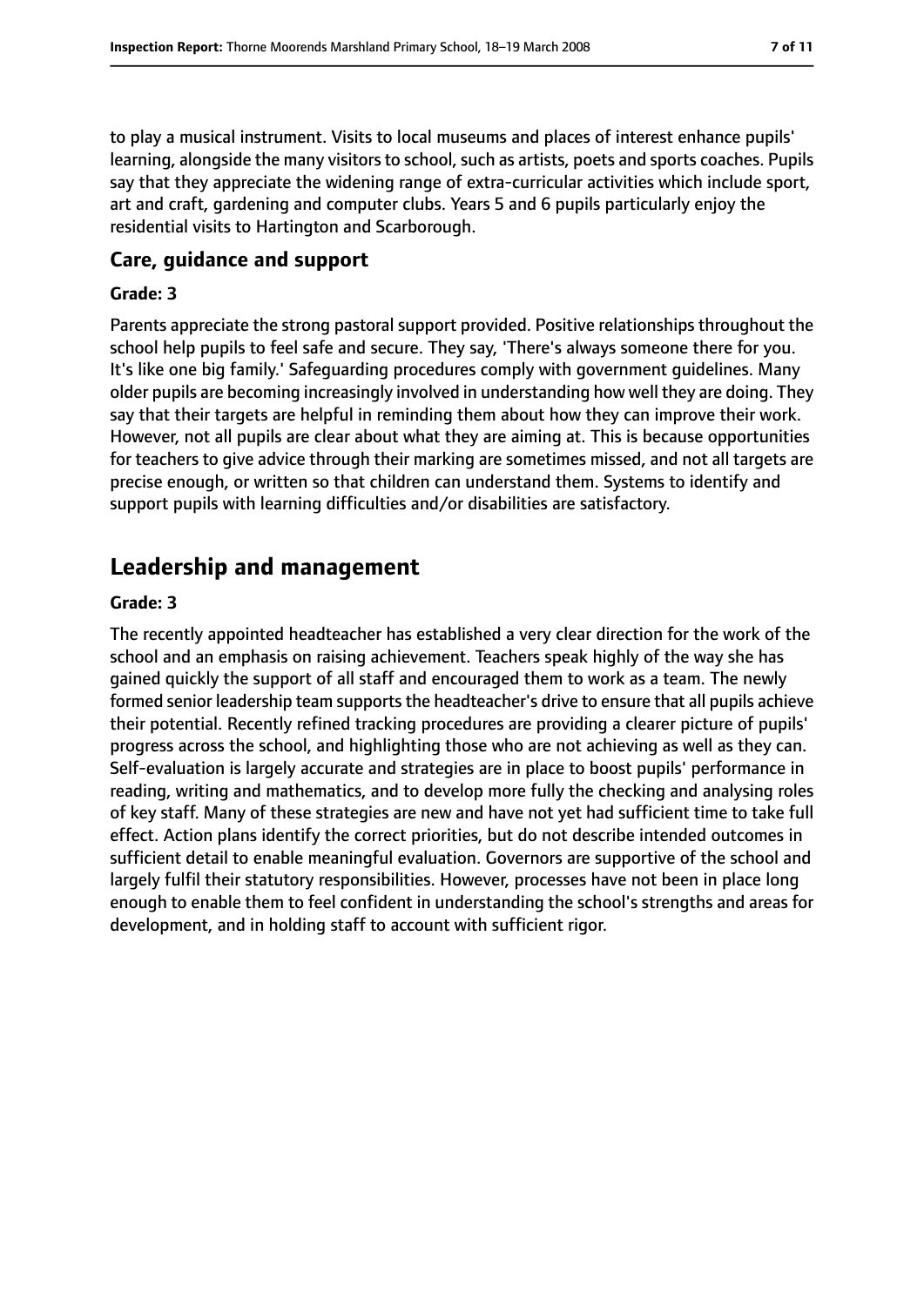to play a musical instrument. Visits to local museums and places of interest enhance pupils' learning, alongside the many visitors to school, such as artists, poets and sports coaches. Pupils say that they appreciate the widening range of extra-curricular activities which include sport, art and craft, gardening and computer clubs. Years 5 and 6 pupils particularly enjoy the residential visits to Hartington and Scarborough.

### Care, guidance and support

#### Grade: 3

Parents appreciate the strong pastoral support provided. Positive relationships throughout the school help pupils to feel safe and secure. They say, 'There's always someone there for you. It's like one big family.' Safeguarding procedures comply with government guidelines. Many older pupils are becoming increasingly involved in understanding how well they are doing. They say that their targets are helpful in reminding them about how they can improve their work. However, not all pupils are clear about what they are aiming at. This is because opportunities for teachers to give advice through their marking are sometimes missed, and not all targets are precise enough, or written so that children can understand them. Systems to identify and support pupils with learning difficulties and/or disabilities are satisfactory.

## Leadership and management

#### Grade: 3

The recently appointed headteacher has established a very clear direction for the work of the school and an emphasis on raising achievement. Teachers speak highly of the way she has gained quickly the support of all staff and encouraged them to work as a team. The newly formed senior leadership team supports the headteacher's drive to ensure that all pupils achieve their potential. Recently refined tracking procedures are providing a clearer picture of pupils' progress across the school, and highlighting those who are not achieving as well as they can. Self-evaluation is largely accurate and strategies are in place to boost pupils' performance in reading, writing and mathematics, and to develop more fully the checking and analysing roles of key staff. Many of these strategies are new and have not yet had sufficient time to take full effect. Action plans identify the correct priorities, but do not describe intended outcomes in sufficient detail to enable meaningful evaluation. Governors are supportive of the school and largely fulfil their statutory responsibilities. However, processes have not been in place long enough to enable them to feel confident in understanding the school's strengths and areas for development, and in holding staff to account with sufficient rigor.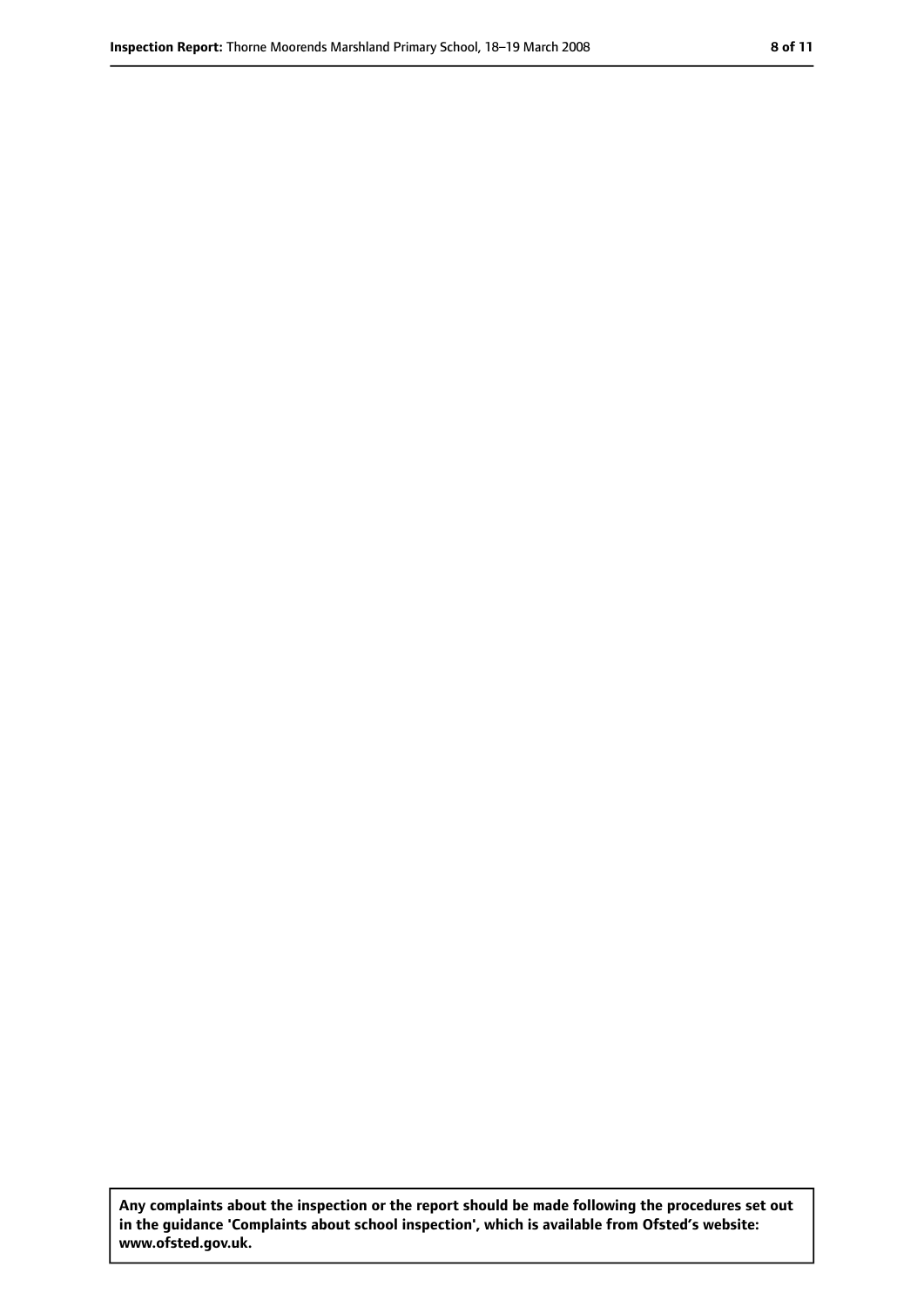**Any complaints about the inspection or the report should be made following the procedures set out in the guidance 'Complaints about school inspection', which is available from Ofsted's website: www.ofsted.gov.uk.**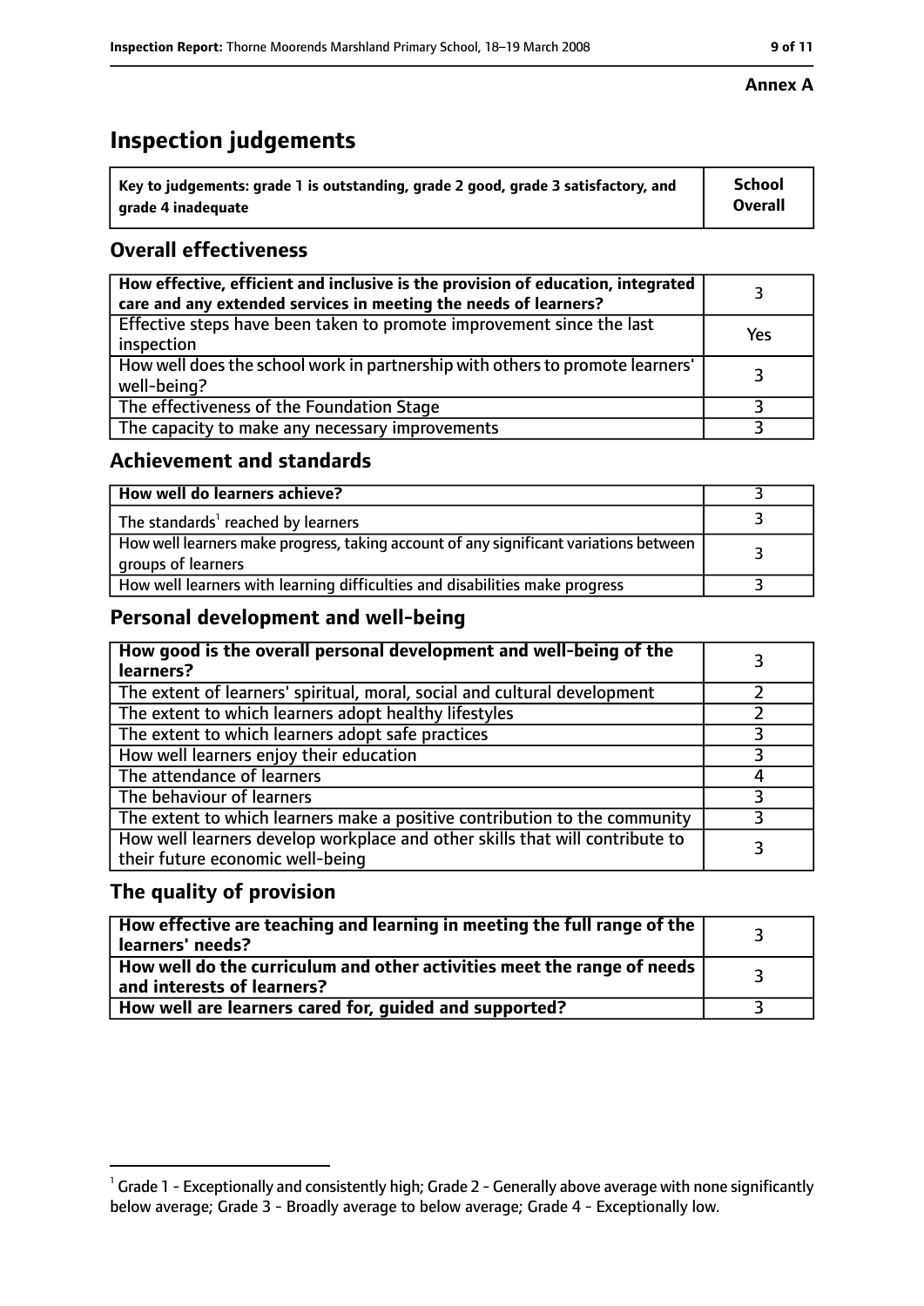**Annex A**

# Inspection judgements

| Key to judgements: grade 1 is outstanding, grade 2 good, grade 3 satisfactory, and grade 4 inadequate | School Overall |
|---|---|

## Overall effectiveness

| | |
|---|---|
| How effective, efficient and inclusive is the provision of education, integrated care and any extended services in meeting the needs of learners? | 3 |
| Effective steps have been taken to promote improvement since the last inspection | Yes |
| How well does the school work in partnership with others to promote learners' well-being? | 3 |
| The effectiveness of the Foundation Stage | 3 |
| The capacity to make any necessary improvements | 3 |

## Achievement and standards

| | |
|---|---|
| How well do learners achieve? | 3 |
| The standards[1] reached by learners | 3 |
| How well learners make progress, taking account of any significant variations between groups of learners | 3 |
| How well learners with learning difficulties and disabilities make progress | 3 |

## Personal development and well-being

| | |
|---|---|
| How good is the overall personal development and well-being of the learners? | 3 |
| The extent of learners' spiritual, moral, social and cultural development | 2 |
| The extent to which learners adopt healthy lifestyles | 2 |
| The extent to which learners adopt safe practices | 3 |
| How well learners enjoy their education | 3 |
| The attendance of learners | 4 |
| The behaviour of learners | 3 |
| The extent to which learners make a positive contribution to the community | 3 |
| How well learners develop workplace and other skills that will contribute to their future economic well-being | 3 |

## The quality of provision

| | |
|---|---|
| How effective are teaching and learning in meeting the full range of the learners' needs? | 3 |
| How well do the curriculum and other activities meet the range of needs and interests of learners? | 3 |
| How well are learners cared for, guided and supported? | 3 |

[1] Grade 1 - Exceptionally and consistently high; Grade 2 - Generally above average with none significantly below average; Grade 3 - Broadly average to below average; Grade 4 - Exceptionally low.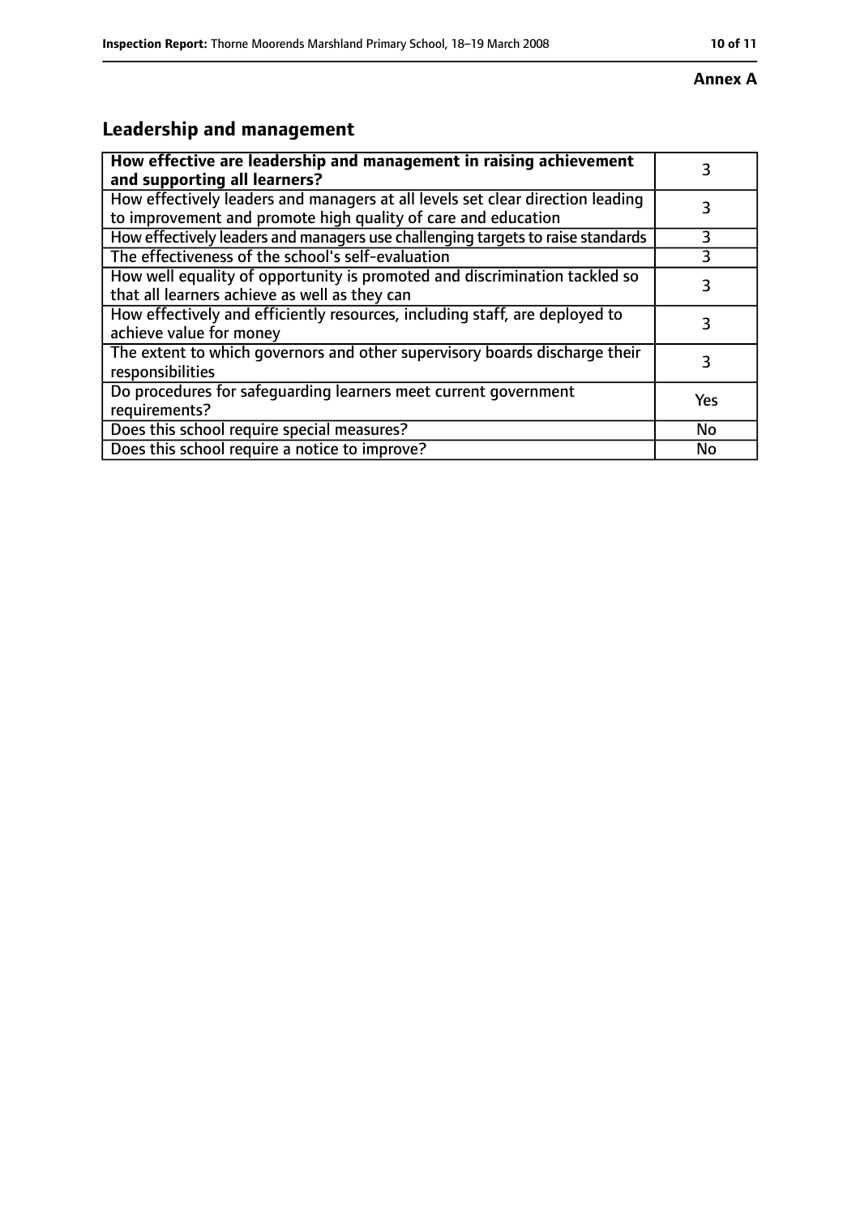**Annex A**

## Leadership and management

| | |
|---|---|
| **How effective are leadership and management in raising achievement and supporting all learners?** | 3 |
| How effectively leaders and managers at all levels set clear direction leading to improvement and promote high quality of care and education | 3 |
| How effectively leaders and managers use challenging targets to raise standards | 3 |
| The effectiveness of the school's self-evaluation | 3 |
| How well equality of opportunity is promoted and discrimination tackled so that all learners achieve as well as they can | 3 |
| How effectively and efficiently resources, including staff, are deployed to achieve value for money | 3 |
| The extent to which governors and other supervisory boards discharge their responsibilities | 3 |
| Do procedures for safeguarding learners meet current government requirements? | Yes |
| Does this school require special measures? | No |
| Does this school require a notice to improve? | No |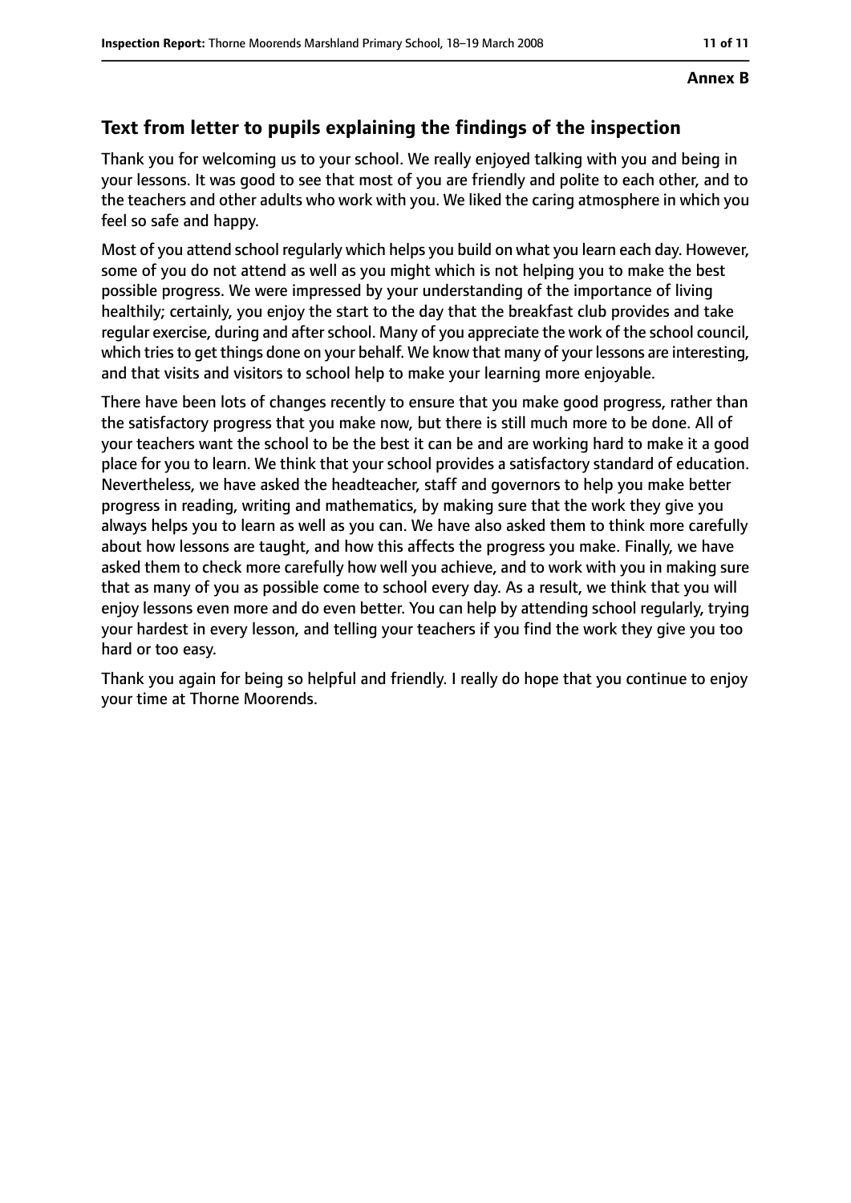**Annex B**

## Text from letter to pupils explaining the findings of the inspection

Thank you for welcoming us to your school. We really enjoyed talking with you and being in your lessons. It was good to see that most of you are friendly and polite to each other, and to the teachers and other adults who work with you. We liked the caring atmosphere in which you feel so safe and happy.

Most of you attend school regularly which helps you build on what you learn each day. However, some of you do not attend as well as you might which is not helping you to make the best possible progress. We were impressed by your understanding of the importance of living healthily; certainly, you enjoy the start to the day that the breakfast club provides and take regular exercise, during and after school. Many of you appreciate the work of the school council, which tries to get things done on your behalf. We know that many of your lessons are interesting, and that visits and visitors to school help to make your learning more enjoyable.

There have been lots of changes recently to ensure that you make good progress, rather than the satisfactory progress that you make now, but there is still much more to be done. All of your teachers want the school to be the best it can be and are working hard to make it a good place for you to learn. We think that your school provides a satisfactory standard of education. Nevertheless, we have asked the headteacher, staff and governors to help you make better progress in reading, writing and mathematics, by making sure that the work they give you always helps you to learn as well as you can. We have also asked them to think more carefully about how lessons are taught, and how this affects the progress you make. Finally, we have asked them to check more carefully how well you achieve, and to work with you in making sure that as many of you as possible come to school every day. As a result, we think that you will enjoy lessons even more and do even better. You can help by attending school regularly, trying your hardest in every lesson, and telling your teachers if you find the work they give you too hard or too easy.

Thank you again for being so helpful and friendly. I really do hope that you continue to enjoy your time at Thorne Moorends.